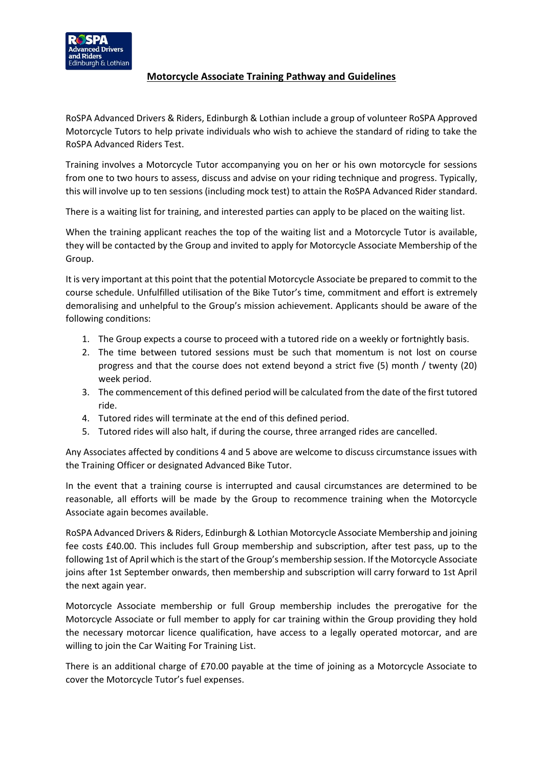# Motorcycle Associate Training Pathway and Guidelines

RoSPA Advanced Drivers & Riders, Edinburgh & Lothian include a group of volunteer RoSPA Approved Motorcycle Tutors to help private individuals who wish to achieve the standard of riding to take the RoSPA Advanced Riders Test.

Training involves a Motorcycle Tutor accompanying you on her or his own motorcycle for sessions from one to two hours to assess, discuss and advise on your riding technique and progress. Typically, this will involve up to ten sessions (including mock test) to attain the RoSPA Advanced Rider standard.

There is a waiting list for training, and interested parties can apply to be placed on the waiting list.

When the training applicant reaches the top of the waiting list and a Motorcycle Tutor is available, they will be contacted by the Group and invited to apply for Motorcycle Associate Membership of the Group.

It is very important at this point that the potential Motorcycle Associate be prepared to commit to the course schedule. Unfulfilled utilisation of the Bike Tutor's time, commitment and effort is extremely demoralising and unhelpful to the Group's mission achievement. Applicants should be aware of the following conditions:

1. The Group expects a course to proceed with a tutored ride on a weekly or fortnightly basis.
2. The time between tutored sessions must be such that momentum is not lost on course progress and that the course does not extend beyond a strict five (5) month / twenty (20) week period.
3. The commencement of this defined period will be calculated from the date of the first tutored ride.
4. Tutored rides will terminate at the end of this defined period.
5. Tutored rides will also halt, if during the course, three arranged rides are cancelled.

Any Associates affected by conditions 4 and 5 above are welcome to discuss circumstance issues with the Training Officer or designated Advanced Bike Tutor.

In the event that a training course is interrupted and causal circumstances are determined to be reasonable, all efforts will be made by the Group to recommence training when the Motorcycle Associate again becomes available.

RoSPA Advanced Drivers & Riders, Edinburgh & Lothian Motorcycle Associate Membership and joining fee costs £40.00. This includes full Group membership and subscription, after test pass, up to the following 1st of April which is the start of the Group's membership session. If the Motorcycle Associate joins after 1st September onwards, then membership and subscription will carry forward to 1st April the next again year.

Motorcycle Associate membership or full Group membership includes the prerogative for the Motorcycle Associate or full member to apply for car training within the Group providing they hold the necessary motorcar licence qualification, have access to a legally operated motorcar, and are willing to join the Car Waiting For Training List.

There is an additional charge of £70.00 payable at the time of joining as a Motorcycle Associate to cover the Motorcycle Tutor's fuel expenses.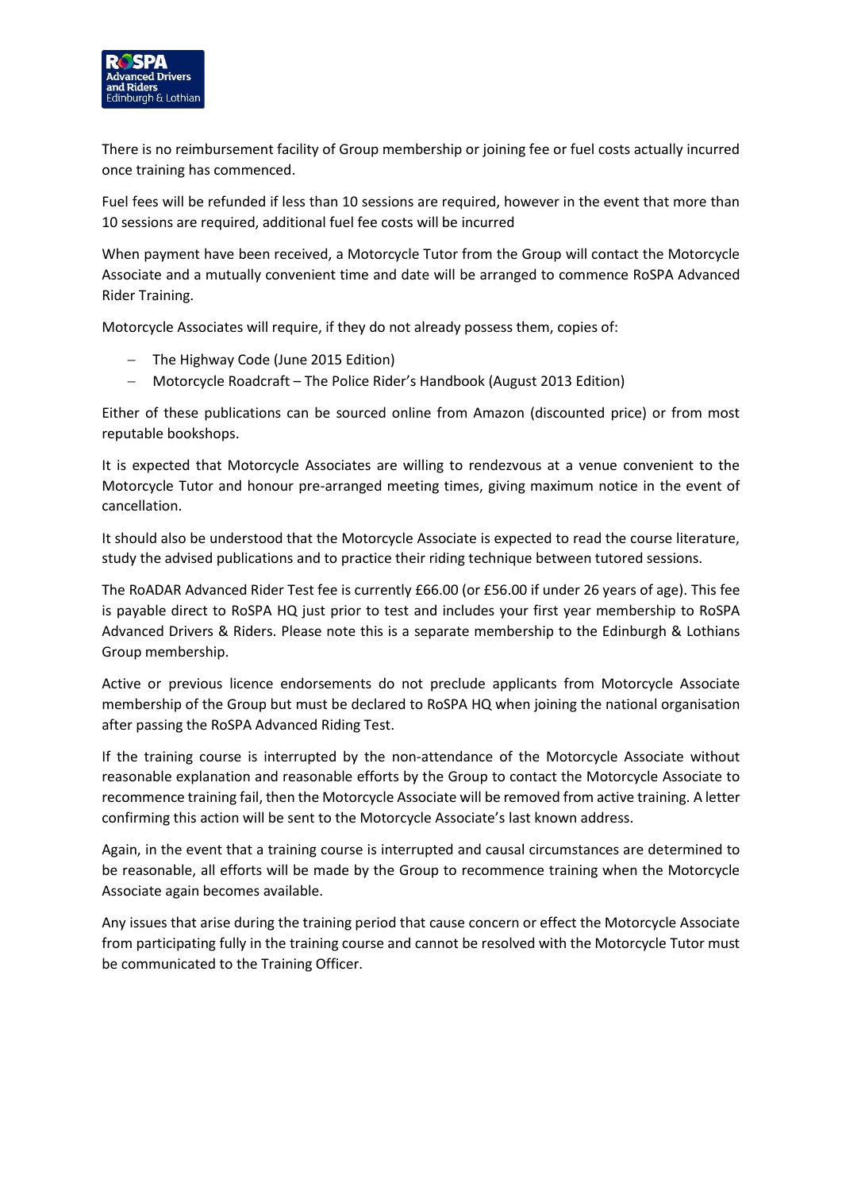There is no reimbursement facility of Group membership or joining fee or fuel costs actually incurred once training has commenced.

Fuel fees will be refunded if less than 10 sessions are required, however in the event that more than 10 sessions are required, additional fuel fee costs will be incurred

When payment have been received, a Motorcycle Tutor from the Group will contact the Motorcycle Associate and a mutually convenient time and date will be arranged to commence RoSPA Advanced Rider Training.

Motorcycle Associates will require, if they do not already possess them, copies of:

- The Highway Code (June 2015 Edition)
- Motorcycle Roadcraft – The Police Rider's Handbook (August 2013 Edition)

Either of these publications can be sourced online from Amazon (discounted price) or from most reputable bookshops.

It is expected that Motorcycle Associates are willing to rendezvous at a venue convenient to the Motorcycle Tutor and honour pre-arranged meeting times, giving maximum notice in the event of cancellation.

It should also be understood that the Motorcycle Associate is expected to read the course literature, study the advised publications and to practice their riding technique between tutored sessions.

The RoADAR Advanced Rider Test fee is currently £66.00 (or £56.00 if under 26 years of age). This fee is payable direct to RoSPA HQ just prior to test and includes your first year membership to RoSPA Advanced Drivers & Riders. Please note this is a separate membership to the Edinburgh & Lothians Group membership.

Active or previous licence endorsements do not preclude applicants from Motorcycle Associate membership of the Group but must be declared to RoSPA HQ when joining the national organisation after passing the RoSPA Advanced Riding Test.

If the training course is interrupted by the non-attendance of the Motorcycle Associate without reasonable explanation and reasonable efforts by the Group to contact the Motorcycle Associate to recommence training fail, then the Motorcycle Associate will be removed from active training. A letter confirming this action will be sent to the Motorcycle Associate's last known address.

Again, in the event that a training course is interrupted and causal circumstances are determined to be reasonable, all efforts will be made by the Group to recommence training when the Motorcycle Associate again becomes available.

Any issues that arise during the training period that cause concern or effect the Motorcycle Associate from participating fully in the training course and cannot be resolved with the Motorcycle Tutor must be communicated to the Training Officer.